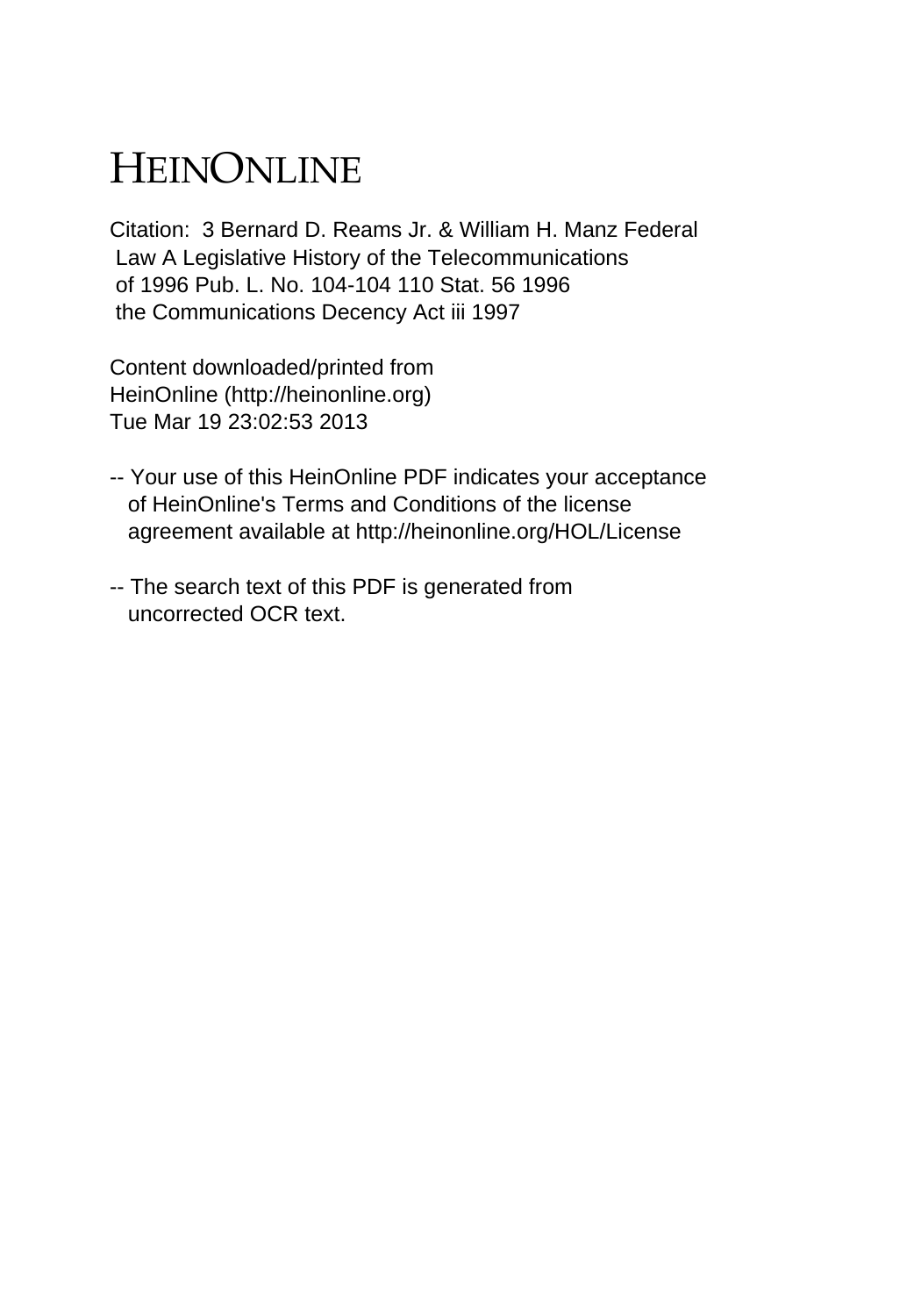# HEINONLINE

Citation: 3 Bernard D. Reams Jr. & William H. Manz Federal Law A Legislative History of the Telecommunications of 1996 Pub. L. No. 104-104 110 Stat. 56 1996 the Communications Decency Act iii 1997

Content downloaded/printed from HeinOnline (http://heinonline.org) Tue Mar 19 23:02:53 2013

-- Your use of this HeinOnline PDF indicates your acceptance of HeinOnline's Terms and Conditions of the license agreement available at http://heinonline.org/HOL/License

-- The search text of this PDF is generated from uncorrected OCR text.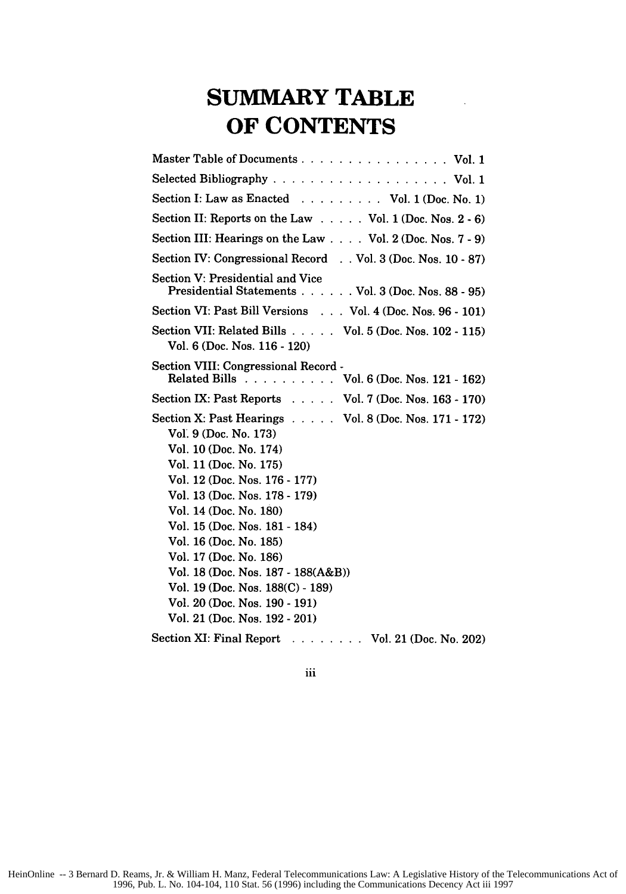# SUMMARY TABLE OF CONTENTS

Master Table of Documents . . . . . . . . . . . . . . . . Vol. 1

Selected Bibliography . . . . . . . . . . . . . . . . . . . Vol. 1

Section I: Law as Enacted . . . . . . . . . Vol. 1 (Doc. No. 1)

Section II: Reports on the Law . . . . . Vol. 1 (Doc. Nos. 2 - 6)

Section III: Hearings on the Law . . . . Vol. 2 (Doc. Nos. 7 - 9)

Section IV: Congressional Record . . Vol. 3 (Doc. Nos. 10 - 87)

Section V: Presidential and Vice Presidential Statements . . . . . . Vol. 3 (Doc. Nos. 88 - 95)

Section VI: Past Bill Versions . . . Vol. 4 (Doc. Nos. 96 - 101)

Section VII: Related Bills . . . . . Vol. 5 (Doc. Nos. 102 - 115)
- Vol. 6 (Doc. Nos. 116 - 120)

Section VIII: Congressional Record - Related Bills . . . . . . . . . . Vol. 6 (Doc. Nos. 121 - 162)

Section IX: Past Reports . . . . . Vol. 7 (Doc. Nos. 163 - 170)

Section X: Past Hearings . . . . . Vol. 8 (Doc. Nos. 171 - 172)
- Vol. 9 (Doc. No. 173)
- Vol. 10 (Doc. No. 174)
- Vol. 11 (Doc. No. 175)
- Vol. 12 (Doc. Nos. 176 - 177)
- Vol. 13 (Doc. Nos. 178 - 179)
- Vol. 14 (Doc. No. 180)
- Vol. 15 (Doc. Nos. 181 - 184)
- Vol. 16 (Doc. No. 185)
- Vol. 17 (Doc. No. 186)
- Vol. 18 (Doc. Nos. 187 - 188(A&B))
- Vol. 19 (Doc. Nos. 188(C) - 189)
- Vol. 20 (Doc. Nos. 190 - 191)
- Vol. 21 (Doc. Nos. 192 - 201)

Section XI: Final Report . . . . . . . . Vol. 21 (Doc. No. 202)